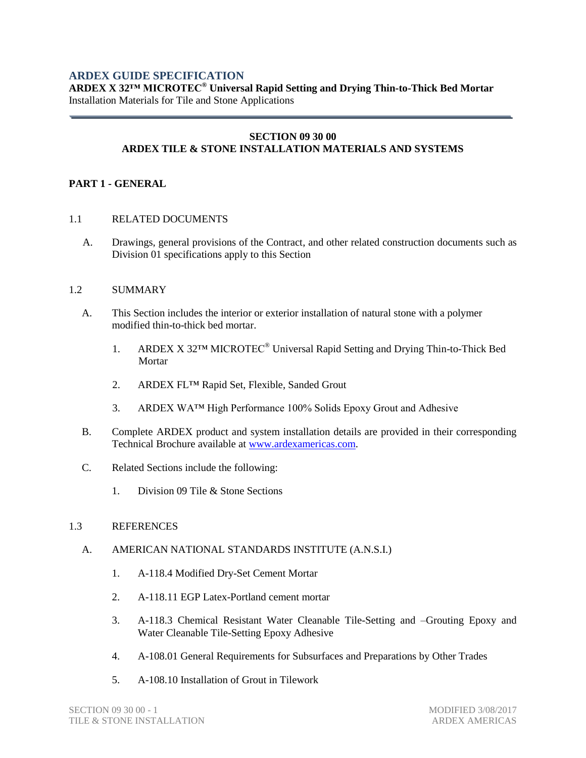# ARDEX GUIDE SPECIFICATION

**ARDEX X 32™ MICROTEC® Universal Rapid Setting and Drying Thin-to-Thick Bed Mortar**

Installation Materials for Tile and Stone Applications

---

## SECTION 09 30 00
## ARDEX TILE & STONE INSTALLATION MATERIALS AND SYSTEMS

## PART 1 - GENERAL

### 1.1 RELATED DOCUMENTS

A. Drawings, general provisions of the Contract, and other related construction documents such as Division 01 specifications apply to this Section

### 1.2 SUMMARY

A. This Section includes the interior or exterior installation of natural stone with a polymer modified thin-to-thick bed mortar.

1. ARDEX X 32™ MICROTEC® Universal Rapid Setting and Drying Thin-to-Thick Bed Mortar
2. ARDEX FL™ Rapid Set, Flexible, Sanded Grout
3. ARDEX WA™ High Performance 100% Solids Epoxy Grout and Adhesive

B. Complete ARDEX product and system installation details are provided in their corresponding Technical Brochure available at [www.ardexamericas.com](http://www.ardexamericas.com).

C. Related Sections include the following:

1. Division 09 Tile & Stone Sections

### 1.3 REFERENCES

A. AMERICAN NATIONAL STANDARDS INSTITUTE (A.N.S.I.)

1. A-118.4 Modified Dry-Set Cement Mortar
2. A-118.11 EGP Latex-Portland cement mortar
3. A-118.3 Chemical Resistant Water Cleanable Tile-Setting and –Grouting Epoxy and Water Cleanable Tile-Setting Epoxy Adhesive
4. A-108.01 General Requirements for Subsurfaces and Preparations by Other Trades
5. A-108.10 Installation of Grout in Tilework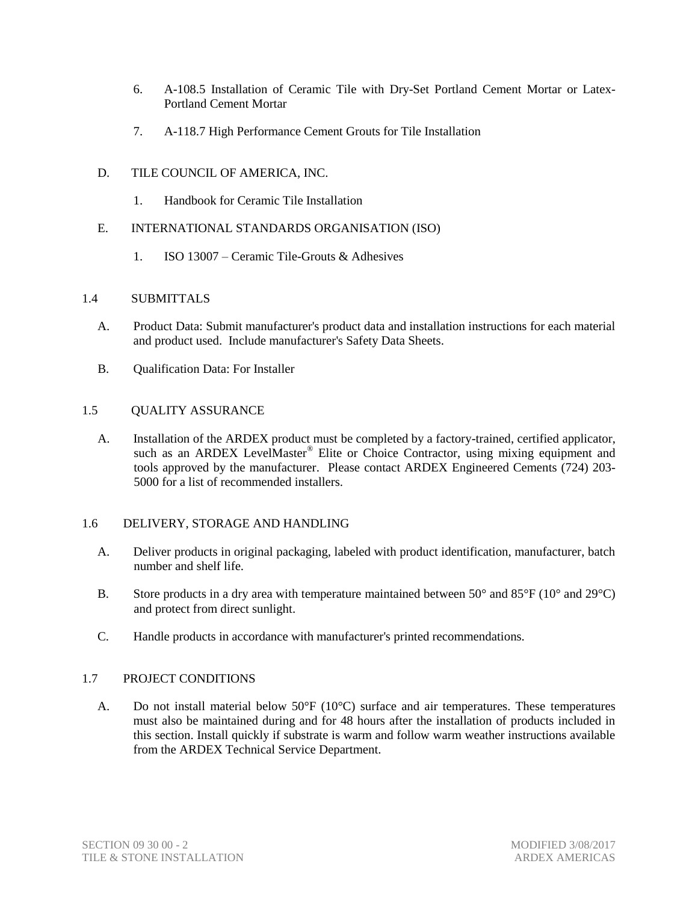6. A-108.5 Installation of Ceramic Tile with Dry-Set Portland Cement Mortar or Latex-Portland Cement Mortar

7. A-118.7 High Performance Cement Grouts for Tile Installation

D. TILE COUNCIL OF AMERICA, INC.

1. Handbook for Ceramic Tile Installation

E. INTERNATIONAL STANDARDS ORGANISATION (ISO)

1. ISO 13007 – Ceramic Tile-Grouts & Adhesives

## 1.4 SUBMITTALS

A. Product Data: Submit manufacturer's product data and installation instructions for each material and product used. Include manufacturer's Safety Data Sheets.

B. Qualification Data: For Installer

## 1.5 QUALITY ASSURANCE

A. Installation of the ARDEX product must be completed by a factory-trained, certified applicator, such as an ARDEX LevelMaster® Elite or Choice Contractor, using mixing equipment and tools approved by the manufacturer. Please contact ARDEX Engineered Cements (724) 203-5000 for a list of recommended installers.

## 1.6 DELIVERY, STORAGE AND HANDLING

A. Deliver products in original packaging, labeled with product identification, manufacturer, batch number and shelf life.

B. Store products in a dry area with temperature maintained between 50° and 85°F (10° and 29°C) and protect from direct sunlight.

C. Handle products in accordance with manufacturer's printed recommendations.

## 1.7 PROJECT CONDITIONS

A. Do not install material below 50°F (10°C) surface and air temperatures. These temperatures must also be maintained during and for 48 hours after the installation of products included in this section. Install quickly if substrate is warm and follow warm weather instructions available from the ARDEX Technical Service Department.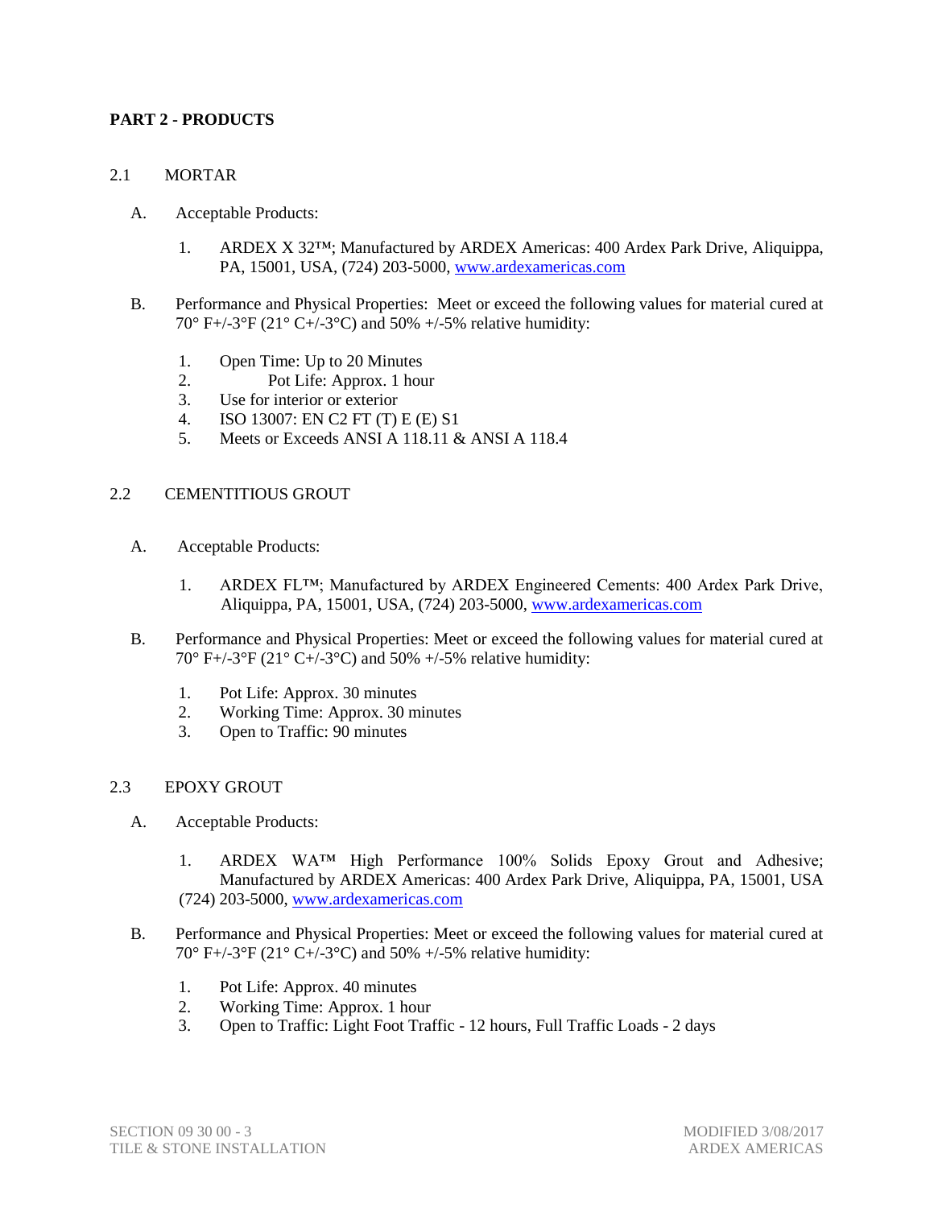## PART 2 - PRODUCTS

2.1 MORTAR

A. Acceptable Products:

1. ARDEX X 32™; Manufactured by ARDEX Americas: 400 Ardex Park Drive, Aliquippa, PA, 15001, USA, (724) 203-5000, www.ardexamericas.com

B. Performance and Physical Properties: Meet or exceed the following values for material cured at 70° F+/-3°F (21° C+/-3°C) and 50% +/-5% relative humidity:

1. Open Time: Up to 20 Minutes
2. Pot Life: Approx. 1 hour
3. Use for interior or exterior
4. ISO 13007: EN C2 FT (T) E (E) S1
5. Meets or Exceeds ANSI A 118.11 & ANSI A 118.4

2.2 CEMENTITIOUS GROUT

A. Acceptable Products:

1. ARDEX FL™; Manufactured by ARDEX Engineered Cements: 400 Ardex Park Drive, Aliquippa, PA, 15001, USA, (724) 203-5000, www.ardexamericas.com

B. Performance and Physical Properties: Meet or exceed the following values for material cured at 70° F+/-3°F (21° C+/-3°C) and 50% +/-5% relative humidity:

1. Pot Life: Approx. 30 minutes
2. Working Time: Approx. 30 minutes
3. Open to Traffic: 90 minutes

2.3 EPOXY GROUT

A. Acceptable Products:

1. ARDEX WA™ High Performance 100% Solids Epoxy Grout and Adhesive; Manufactured by ARDEX Americas: 400 Ardex Park Drive, Aliquippa, PA, 15001, USA (724) 203-5000, www.ardexamericas.com

B. Performance and Physical Properties: Meet or exceed the following values for material cured at 70° F+/-3°F (21° C+/-3°C) and 50% +/-5% relative humidity:

1. Pot Life: Approx. 40 minutes
2. Working Time: Approx. 1 hour
3. Open to Traffic: Light Foot Traffic - 12 hours, Full Traffic Loads - 2 days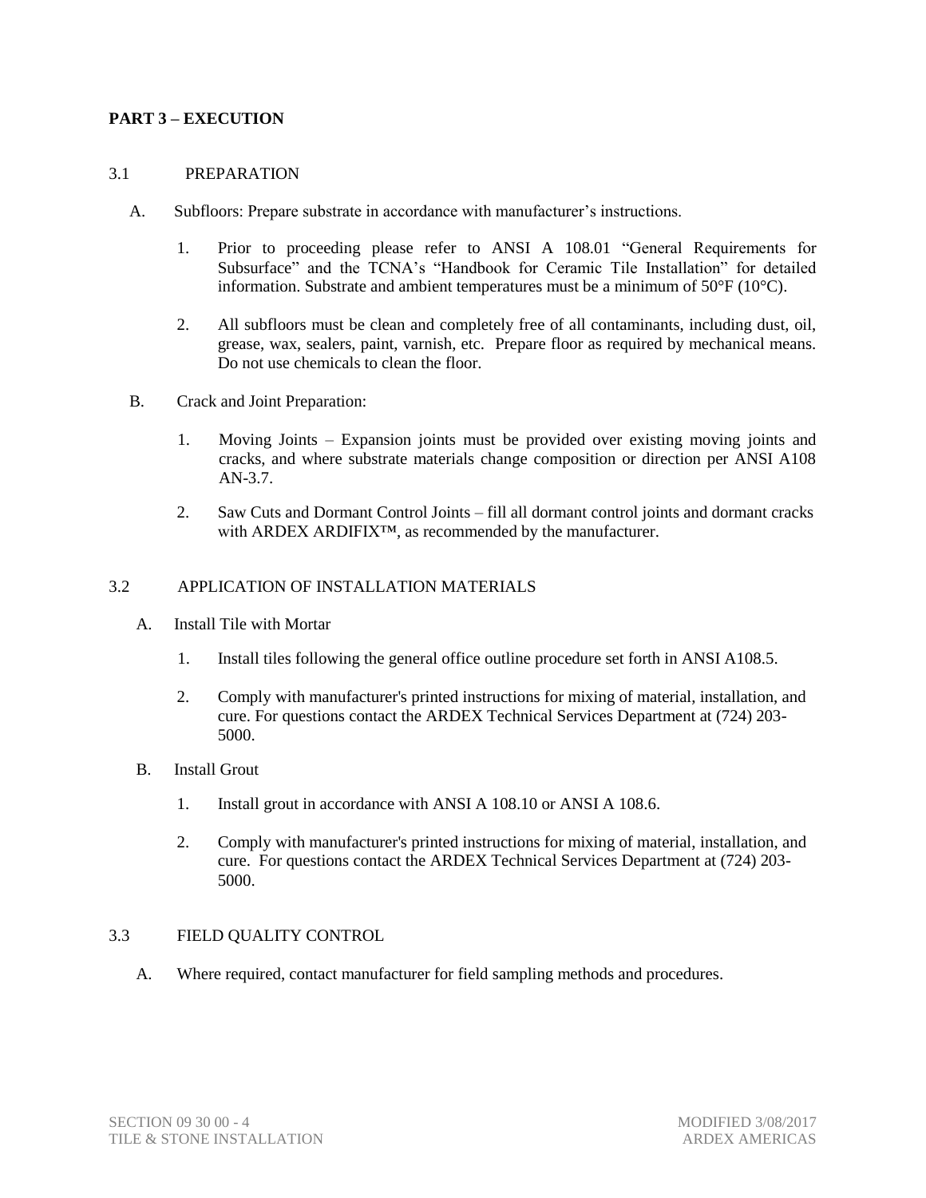## PART 3 – EXECUTION

### 3.1 PREPARATION

A. Subfloors: Prepare substrate in accordance with manufacturer's instructions.

1. Prior to proceeding please refer to ANSI A 108.01 "General Requirements for Subsurface" and the TCNA's "Handbook for Ceramic Tile Installation" for detailed information. Substrate and ambient temperatures must be a minimum of 50°F (10°C).

2. All subfloors must be clean and completely free of all contaminants, including dust, oil, grease, wax, sealers, paint, varnish, etc. Prepare floor as required by mechanical means. Do not use chemicals to clean the floor.

B. Crack and Joint Preparation:

1. Moving Joints – Expansion joints must be provided over existing moving joints and cracks, and where substrate materials change composition or direction per ANSI A108 AN-3.7.

2. Saw Cuts and Dormant Control Joints – fill all dormant control joints and dormant cracks with ARDEX ARDIFIX™, as recommended by the manufacturer.

### 3.2 APPLICATION OF INSTALLATION MATERIALS

A. Install Tile with Mortar

1. Install tiles following the general office outline procedure set forth in ANSI A108.5.

2. Comply with manufacturer's printed instructions for mixing of material, installation, and cure. For questions contact the ARDEX Technical Services Department at (724) 203-5000.

B. Install Grout

1. Install grout in accordance with ANSI A 108.10 or ANSI A 108.6.

2. Comply with manufacturer's printed instructions for mixing of material, installation, and cure. For questions contact the ARDEX Technical Services Department at (724) 203-5000.

### 3.3 FIELD QUALITY CONTROL

A. Where required, contact manufacturer for field sampling methods and procedures.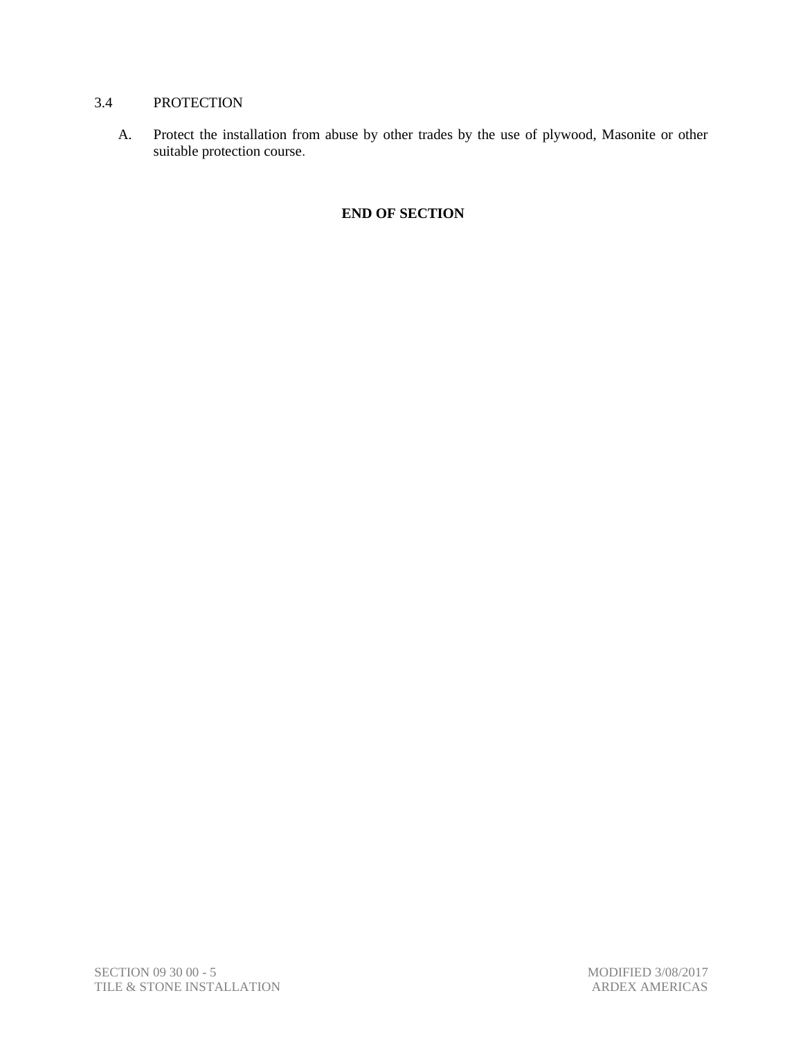## 3.4 PROTECTION

A. Protect the installation from abuse by other trades by the use of plywood, Masonite or other suitable protection course.

**END OF SECTION**